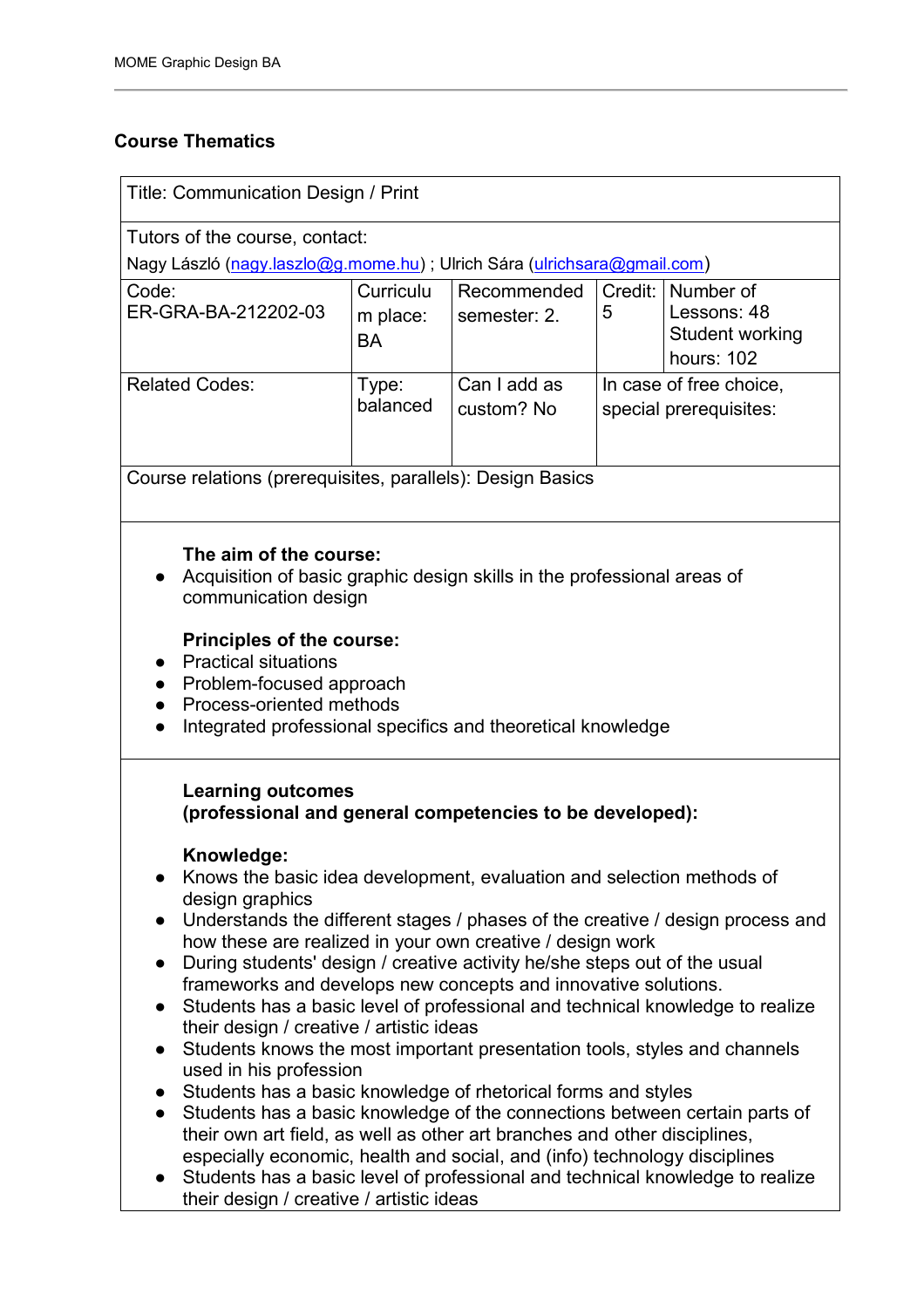## Course Thematics

| Title: Communication Design / Print | | | | |
|---|---|---|---|---|
| Tutors of the course, contact: Nagy László (nagy.laszlo@g.mome.hu) ; Ulrich Sára (ulrichsara@gmail.com) | | | | |
| Code: ER-GRA-BA-212202-03 | Curriculum place: BA | Recommended semester: 2. | Credit: 5 | Number of Lessons: 48 Student working hours: 102 |
| Related Codes: | Type: balanced | Can I add as custom? No | In case of free choice, special prerequisites: | |
| Course relations (prerequisites, parallels): Design Basics | | | | |

**The aim of the course:**

- Acquisition of basic graphic design skills in the professional areas of communication design

**Principles of the course:**

- Practical situations
- Problem-focused approach
- Process-oriented methods
- Integrated professional specifics and theoretical knowledge

**Learning outcomes (professional and general competencies to be developed):**

**Knowledge:**

- Knows the basic idea development, evaluation and selection methods of design graphics
- Understands the different stages / phases of the creative / design process and how these are realized in your own creative / design work
- During students' design / creative activity he/she steps out of the usual frameworks and develops new concepts and innovative solutions.
- Students has a basic level of professional and technical knowledge to realize their design / creative / artistic ideas
- Students knows the most important presentation tools, styles and channels used in his profession
- Students has a basic knowledge of rhetorical forms and styles
- Students has a basic knowledge of the connections between certain parts of their own art field, as well as other art branches and other disciplines, especially economic, health and social, and (info) technology disciplines
- Students has a basic level of professional and technical knowledge to realize their design / creative / artistic ideas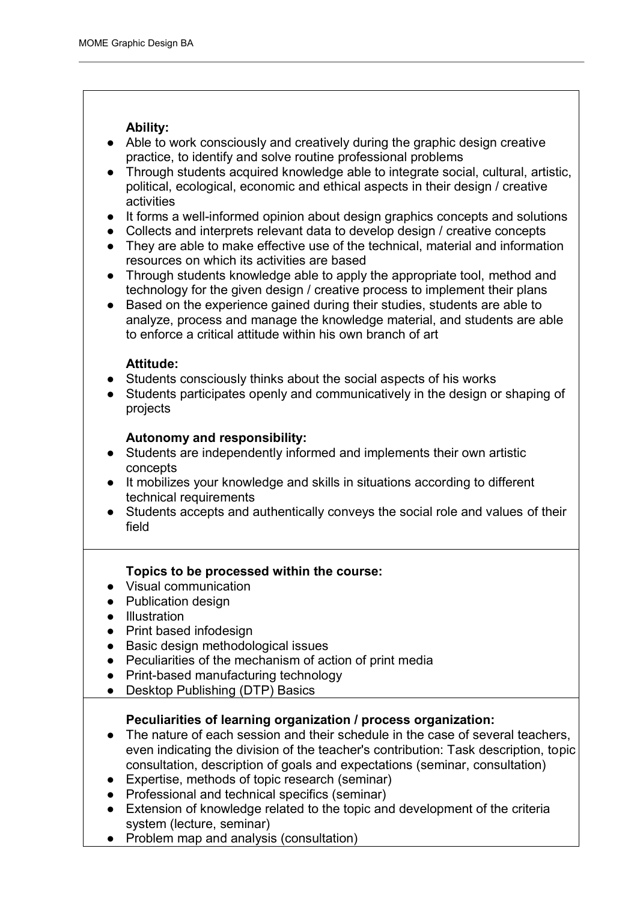**Ability:**

- Able to work consciously and creatively during the graphic design creative practice, to identify and solve routine professional problems
- Through students acquired knowledge able to integrate social, cultural, artistic, political, ecological, economic and ethical aspects in their design / creative activities
- It forms a well-informed opinion about design graphics concepts and solutions
- Collects and interprets relevant data to develop design / creative concepts
- They are able to make effective use of the technical, material and information resources on which its activities are based
- Through students knowledge able to apply the appropriate tool, method and technology for the given design / creative process to implement their plans
- Based on the experience gained during their studies, students are able to analyze, process and manage the knowledge material, and students are able to enforce a critical attitude within his own branch of art

**Attitude:**

- Students consciously thinks about the social aspects of his works
- Students participates openly and communicatively in the design or shaping of projects

**Autonomy and responsibility:**

- Students are independently informed and implements their own artistic concepts
- It mobilizes your knowledge and skills in situations according to different technical requirements
- Students accepts and authentically conveys the social role and values of their field

**Topics to be processed within the course:**

- Visual communication
- Publication design
- Illustration
- Print based infodesign
- Basic design methodological issues
- Peculiarities of the mechanism of action of print media
- Print-based manufacturing technology
- Desktop Publishing (DTP) Basics

**Peculiarities of learning organization / process organization:**

- The nature of each session and their schedule in the case of several teachers, even indicating the division of the teacher's contribution: Task description, topic consultation, description of goals and expectations (seminar, consultation)
- Expertise, methods of topic research (seminar)
- Professional and technical specifics (seminar)
- Extension of knowledge related to the topic and development of the criteria system (lecture, seminar)
- Problem map and analysis (consultation)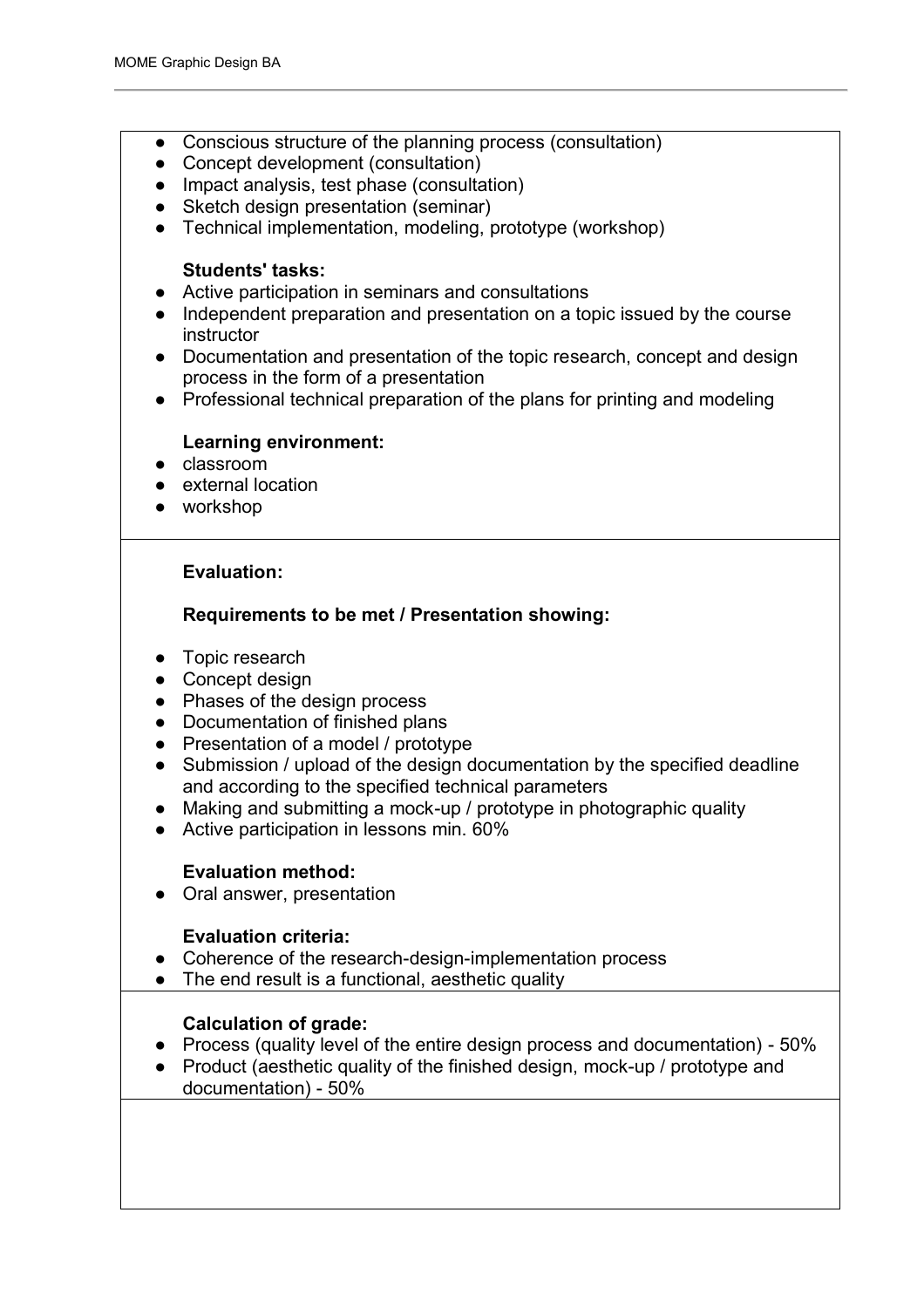- Conscious structure of the planning process (consultation)
- Concept development (consultation)
- Impact analysis, test phase (consultation)
- Sketch design presentation (seminar)
- Technical implementation, modeling, prototype (workshop)

**Students' tasks:**

- Active participation in seminars and consultations
- Independent preparation and presentation on a topic issued by the course instructor
- Documentation and presentation of the topic research, concept and design process in the form of a presentation
- Professional technical preparation of the plans for printing and modeling

**Learning environment:**

- classroom
- external location
- workshop

**Evaluation:**

**Requirements to be met / Presentation showing:**

- Topic research
- Concept design
- Phases of the design process
- Documentation of finished plans
- Presentation of a model / prototype
- Submission / upload of the design documentation by the specified deadline and according to the specified technical parameters
- Making and submitting a mock-up / prototype in photographic quality
- Active participation in lessons min. 60%

**Evaluation method:**

- Oral answer, presentation

**Evaluation criteria:**

- Coherence of the research-design-implementation process
- The end result is a functional, aesthetic quality

**Calculation of grade:**

- Process (quality level of the entire design process and documentation) - 50%
- Product (aesthetic quality of the finished design, mock-up / prototype and documentation) - 50%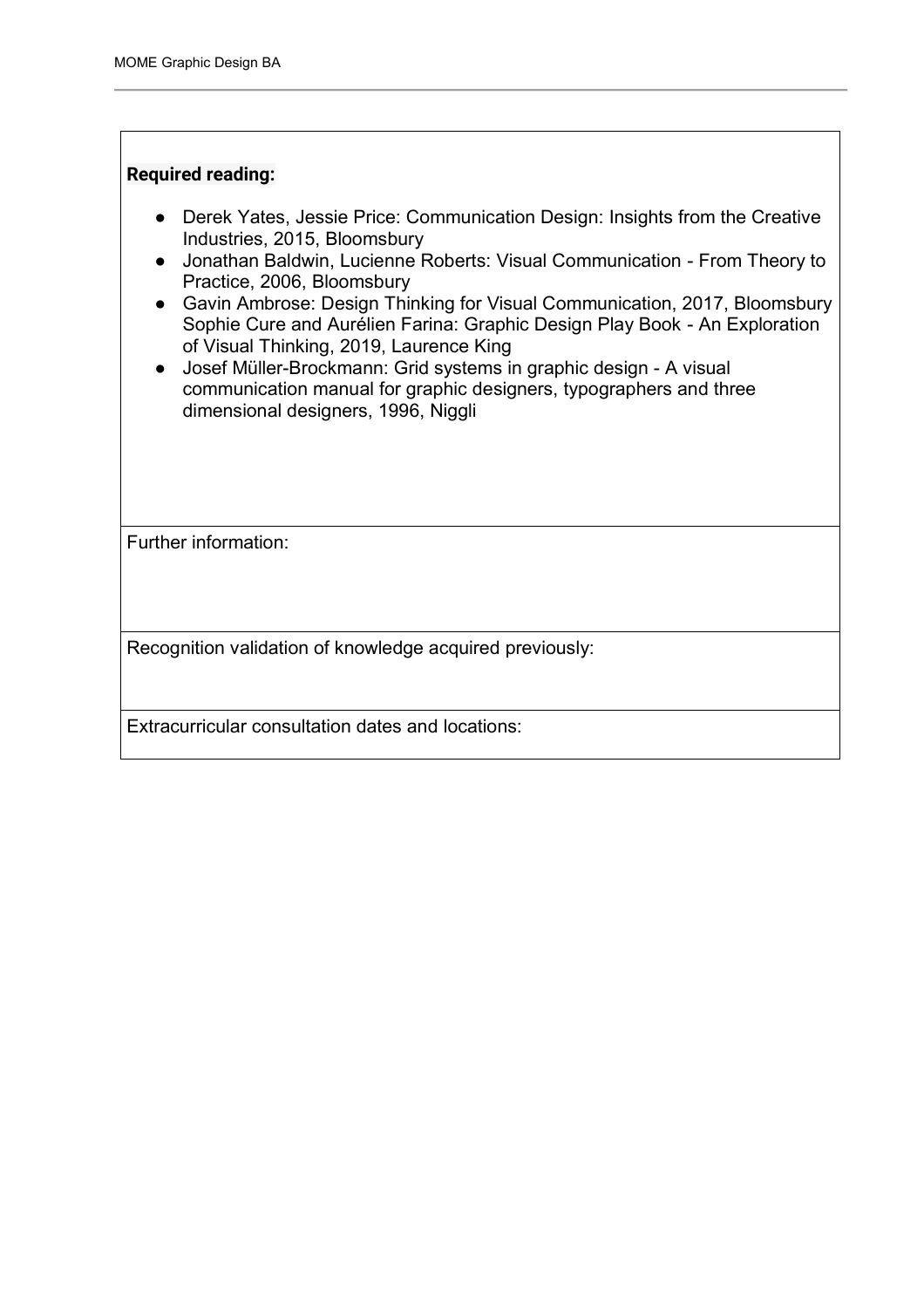**Required reading:**

- Derek Yates, Jessie Price: Communication Design: Insights from the Creative Industries, 2015, Bloomsbury
- Jonathan Baldwin, Lucienne Roberts: Visual Communication - From Theory to Practice, 2006, Bloomsbury
- Gavin Ambrose: Design Thinking for Visual Communication, 2017, Bloomsbury Sophie Cure and Aurélien Farina: Graphic Design Play Book - An Exploration of Visual Thinking, 2019, Laurence King
- Josef Müller-Brockmann: Grid systems in graphic design - A visual communication manual for graphic designers, typographers and three dimensional designers, 1996, Niggli

Further information:

Recognition validation of knowledge acquired previously:

Extracurricular consultation dates and locations: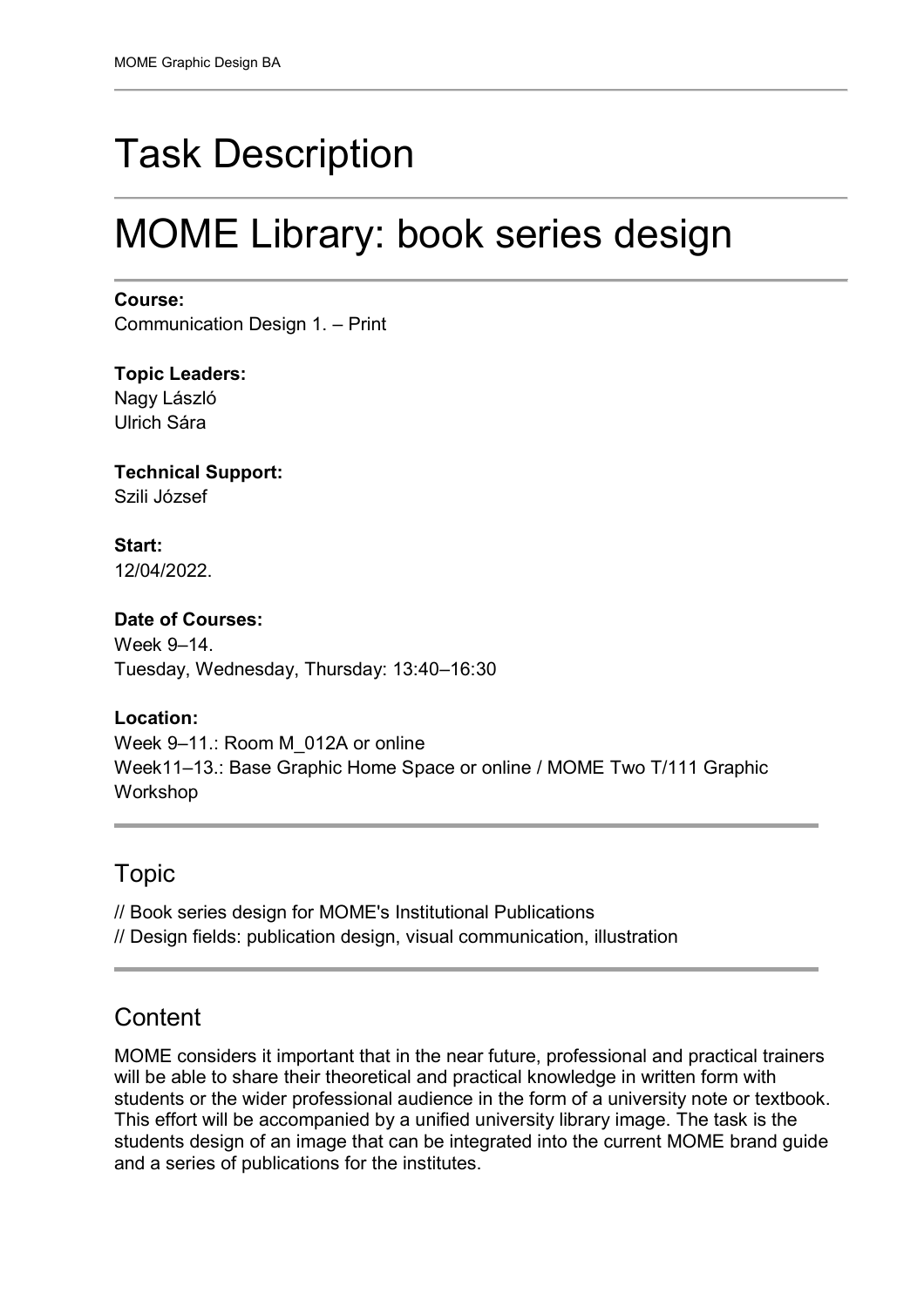# Task Description

# MOME Library: book series design

**Course:**
Communication Design 1. – Print

**Topic Leaders:**
Nagy László
Ulrich Sára

**Technical Support:**
Szili József

**Start:**
12/04/2022.

**Date of Courses:**
Week 9–14.
Tuesday, Wednesday, Thursday: 13:40–16:30

**Location:**
Week 9–11.: Room M_012A or online
Week11–13.: Base Graphic Home Space or online / MOME Two T/111 Graphic Workshop

## Topic

// Book series design for MOME's Institutional Publications
// Design fields: publication design, visual communication, illustration

## Content

MOME considers it important that in the near future, professional and practical trainers will be able to share their theoretical and practical knowledge in written form with students or the wider professional audience in the form of a university note or textbook. This effort will be accompanied by a unified university library image. The task is the students design of an image that can be integrated into the current MOME brand guide and a series of publications for the institutes.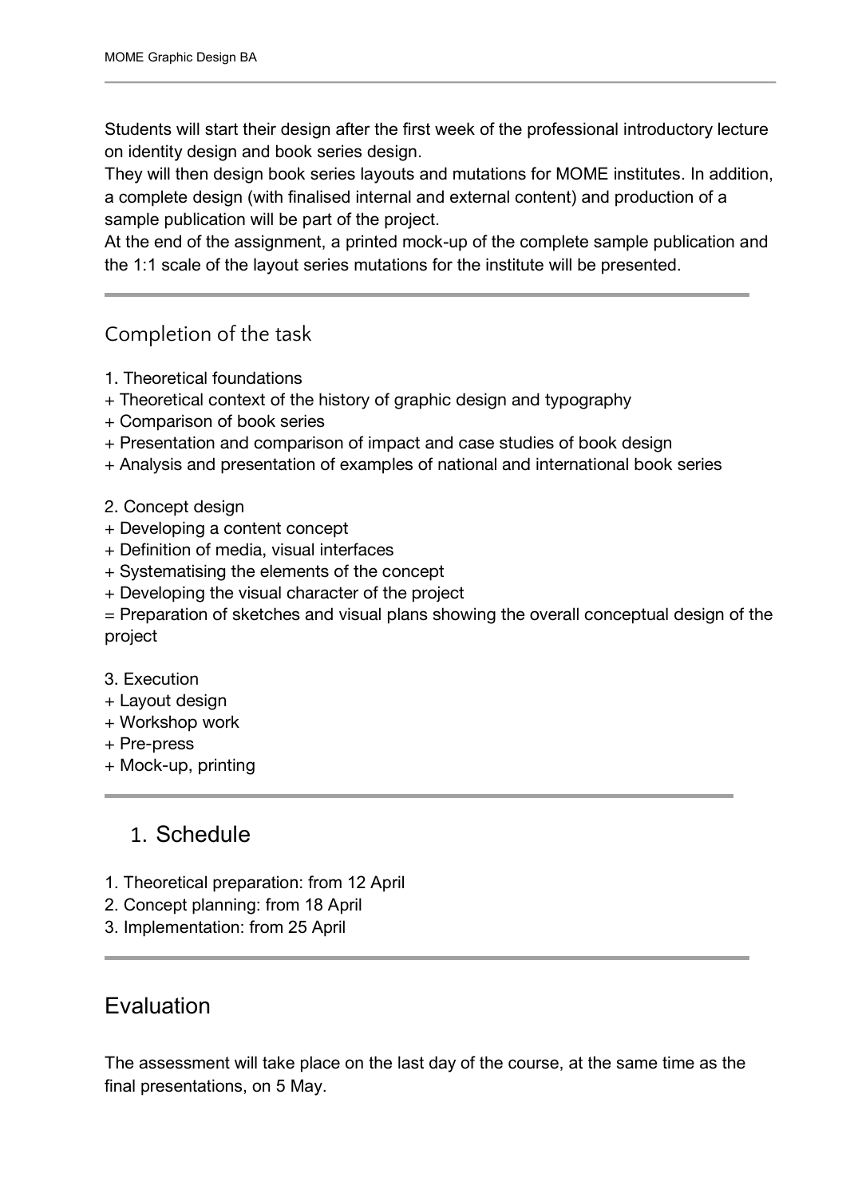Students will start their design after the first week of the professional introductory lecture on identity design and book series design.
They will then design book series layouts and mutations for MOME institutes. In addition, a complete design (with finalised internal and external content) and production of a sample publication will be part of the project.
At the end of the assignment, a printed mock-up of the complete sample publication and the 1:1 scale of the layout series mutations for the institute will be presented.

---

## Completion of the task

1. Theoretical foundations
+ Theoretical context of the history of graphic design and typography
+ Comparison of book series
+ Presentation and comparison of impact and case studies of book design
+ Analysis and presentation of examples of national and international book series

2. Concept design
+ Developing a content concept
+ Definition of media, visual interfaces
+ Systematising the elements of the concept
+ Developing the visual character of the project
= Preparation of sketches and visual plans showing the overall conceptual design of the project

3. Execution
+ Layout design
+ Workshop work
+ Pre-press
+ Mock-up, printing

---

## 1. Schedule

1. Theoretical preparation: from 12 April
2. Concept planning: from 18 April
3. Implementation: from 25 April

---

## Evaluation

The assessment will take place on the last day of the course, at the same time as the final presentations, on 5 May.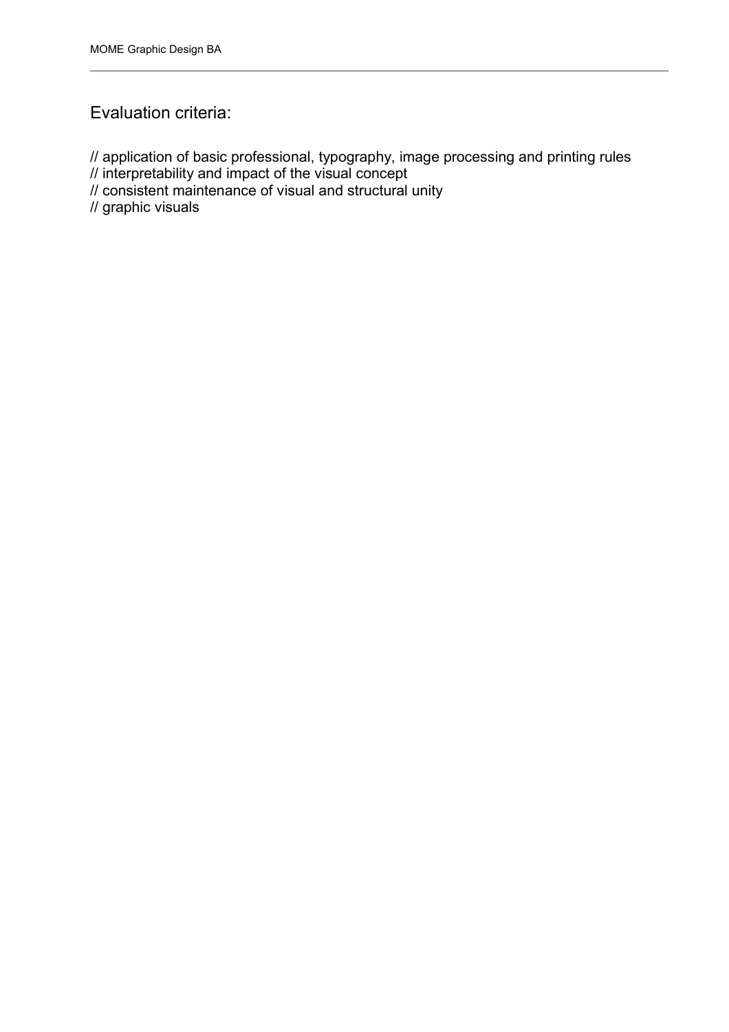## Evaluation criteria:

// application of basic professional, typography, image processing and printing rules
// interpretability and impact of the visual concept
// consistent maintenance of visual and structural unity
// graphic visuals